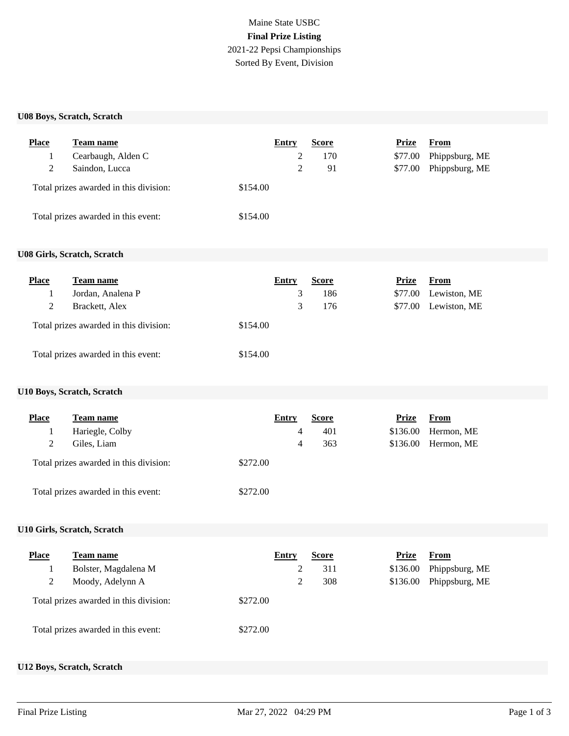Maine State USBC

**Final Prize Listing**

2021-22 Pepsi Championships

Sorted By Event, Division

## U08 Boys, Scratch, Scratch

| Place | Team name | Entry | Score | Prize | From |
|---|---|---|---|---|---|
| 1 | Cearbaugh, Alden C | 2 | 170 | $77.00 | Phippsburg, ME |
| 2 | Saindon, Lucca | 2 | 91 | $77.00 | Phippsburg, ME |

Total prizes awarded in this division: $154.00

Total prizes awarded in this event: $154.00

## U08 Girls, Scratch, Scratch

| Place | Team name | Entry | Score | Prize | From |
|---|---|---|---|---|---|
| 1 | Jordan, Analena P | 3 | 186 | $77.00 | Lewiston, ME |
| 2 | Brackett, Alex | 3 | 176 | $77.00 | Lewiston, ME |

Total prizes awarded in this division: $154.00

Total prizes awarded in this event: $154.00

## U10 Boys, Scratch, Scratch

| Place | Team name | Entry | Score | Prize | From |
|---|---|---|---|---|---|
| 1 | Hariegle, Colby | 4 | 401 | $136.00 | Hermon, ME |
| 2 | Giles, Liam | 4 | 363 | $136.00 | Hermon, ME |

Total prizes awarded in this division: $272.00

Total prizes awarded in this event: $272.00

## U10 Girls, Scratch, Scratch

| Place | Team name | Entry | Score | Prize | From |
|---|---|---|---|---|---|
| 1 | Bolster, Magdalena M | 2 | 311 | $136.00 | Phippsburg, ME |
| 2 | Moody, Adelynn A | 2 | 308 | $136.00 | Phippsburg, ME |

Total prizes awarded in this division: $272.00

Total prizes awarded in this event: $272.00

## U12 Boys, Scratch, Scratch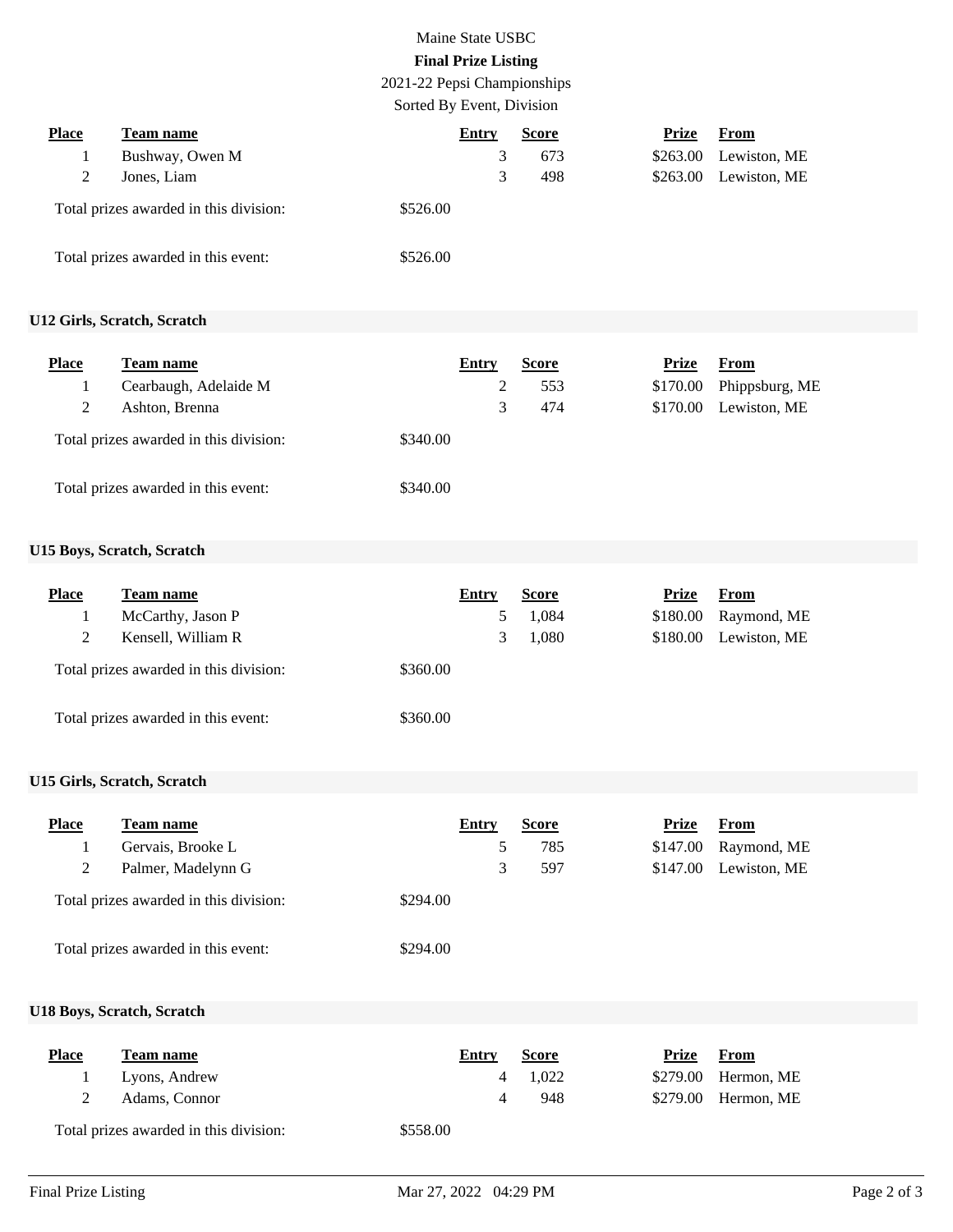Maine State USBC

**Final Prize Listing**

2021-22 Pepsi Championships

Sorted By Event, Division

| Place | Team name | Entry | Score | Prize | From |
|---|---|---|---|---|---|
| 1 | Bushway, Owen M | 3 | 673 | $263.00 | Lewiston, ME |
| 2 | Jones, Liam | 3 | 498 | $263.00 | Lewiston, ME |

Total prizes awarded in this division: $526.00

Total prizes awarded in this event: $526.00

## U12 Girls, Scratch, Scratch

| Place | Team name | Entry | Score | Prize | From |
|---|---|---|---|---|---|
| 1 | Cearbaugh, Adelaide M | 2 | 553 | $170.00 | Phippsburg, ME |
| 2 | Ashton, Brenna | 3 | 474 | $170.00 | Lewiston, ME |

Total prizes awarded in this division: $340.00

Total prizes awarded in this event: $340.00

## U15 Boys, Scratch, Scratch

| Place | Team name | Entry | Score | Prize | From |
|---|---|---|---|---|---|
| 1 | McCarthy, Jason P | 5 | 1,084 | $180.00 | Raymond, ME |
| 2 | Kensell, William R | 3 | 1,080 | $180.00 | Lewiston, ME |

Total prizes awarded in this division: $360.00

Total prizes awarded in this event: $360.00

## U15 Girls, Scratch, Scratch

| Place | Team name | Entry | Score | Prize | From |
|---|---|---|---|---|---|
| 1 | Gervais, Brooke L | 5 | 785 | $147.00 | Raymond, ME |
| 2 | Palmer, Madelynn G | 3 | 597 | $147.00 | Lewiston, ME |

Total prizes awarded in this division: $294.00

Total prizes awarded in this event: $294.00

## U18 Boys, Scratch, Scratch

| Place | Team name | Entry | Score | Prize | From |
|---|---|---|---|---|---|
| 1 | Lyons, Andrew | 4 | 1,022 | $279.00 | Hermon, ME |
| 2 | Adams, Connor | 4 | 948 | $279.00 | Hermon, ME |

Total prizes awarded in this division: $558.00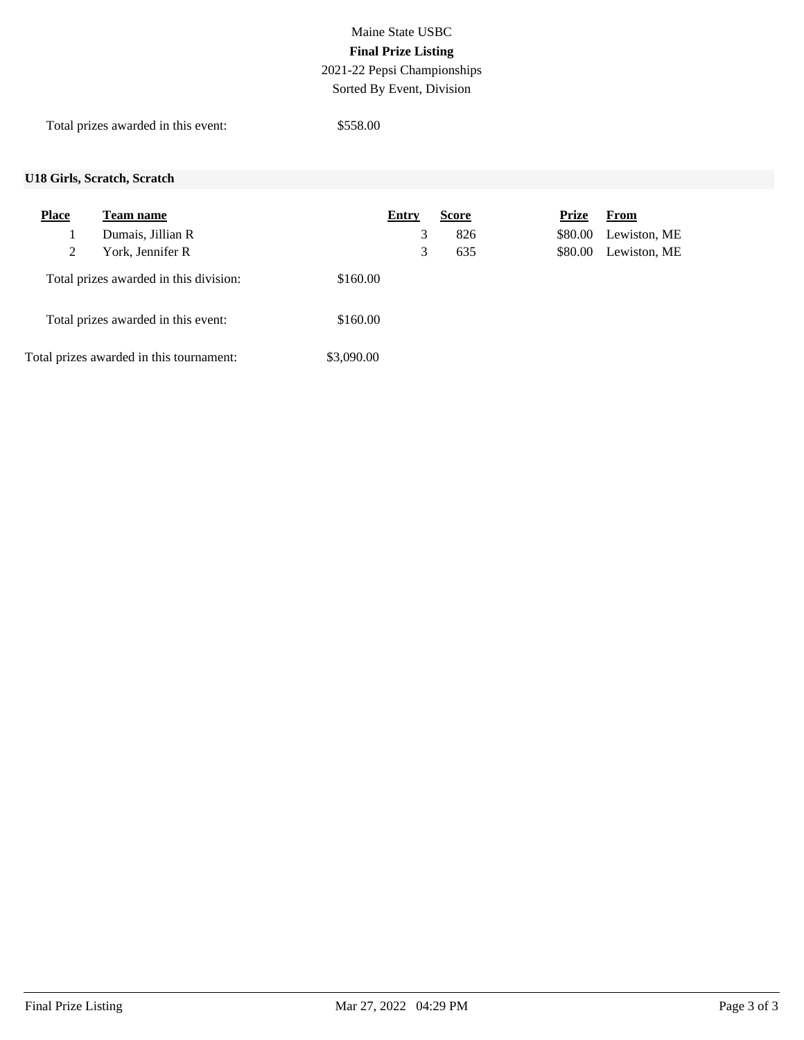Maine State USBC

**Final Prize Listing**

2021-22 Pepsi Championships

Sorted By Event, Division

Total prizes awarded in this event: $558.00

### U18 Girls, Scratch, Scratch

| Place | Team name | Entry | Score | Prize | From |
|---|---|---|---|---|---|
| 1 | Dumais, Jillian R | 3 | 826 | $80.00 | Lewiston, ME |
| 2 | York, Jennifer R | 3 | 635 | $80.00 | Lewiston, ME |

Total prizes awarded in this division: $160.00

Total prizes awarded in this event: $160.00

Total prizes awarded in this tournament: $3,090.00